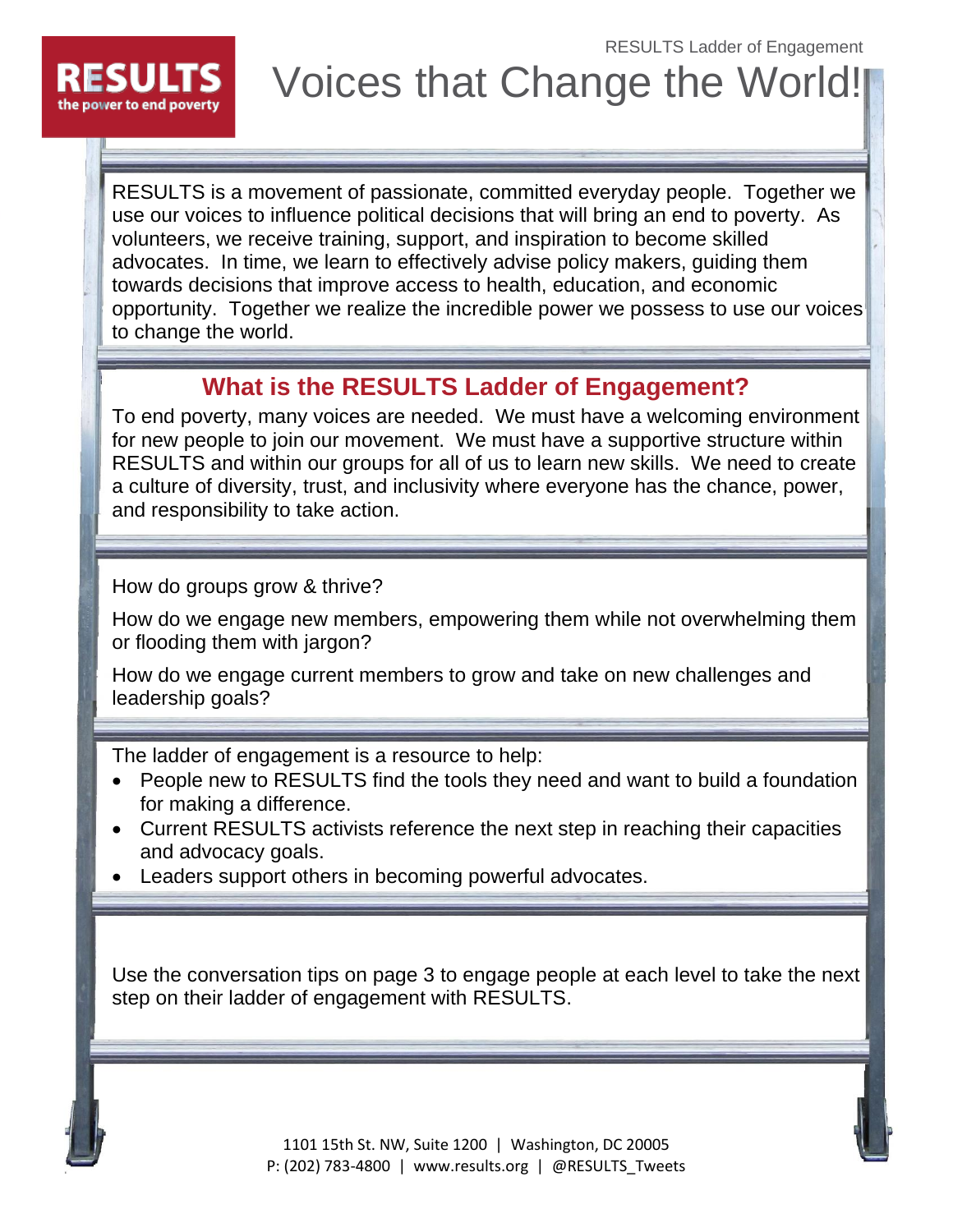RESULTS Ladder of Engagement

# Voices that Change the World!

RESULTS is a movement of passionate, committed everyday people. Together we use our voices to influence political decisions that will bring an end to poverty. As volunteers, we receive training, support, and inspiration to become skilled advocates. In time, we learn to effectively advise policy makers, guiding them towards decisions that improve access to health, education, and economic opportunity. Together we realize the incredible power we possess to use our voices to change the world.

## What is the RESULTS Ladder of Engagement?

To end poverty, many voices are needed. We must have a welcoming environment for new people to join our movement. We must have a supportive structure within RESULTS and within our groups for all of us to learn new skills. We need to create a culture of diversity, trust, and inclusivity where everyone has the chance, power, and responsibility to take action.

How do groups grow & thrive?

How do we engage new members, empowering them while not overwhelming them or flooding them with jargon?

How do we engage current members to grow and take on new challenges and leadership goals?

The ladder of engagement is a resource to help:

- People new to RESULTS find the tools they need and want to build a foundation for making a difference.
- Current RESULTS activists reference the next step in reaching their capacities and advocacy goals.
- Leaders support others in becoming powerful advocates.

Use the conversation tips on page 3 to engage people at each level to take the next step on their ladder of engagement with RESULTS.

1101 15th St. NW, Suite 1200 | Washington, DC 20005
P: (202) 783-4800 | www.results.org | @RESULTS_Tweets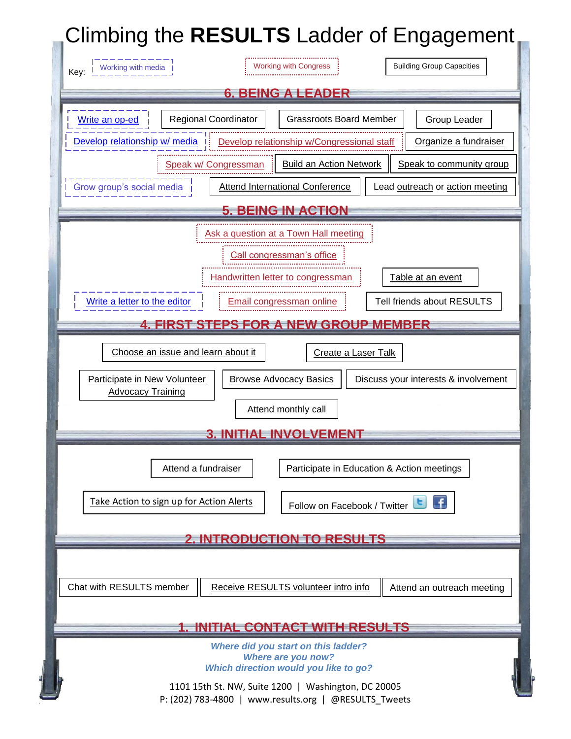# Climbing the **RESULTS** Ladder of Engagement

Key: Working with media | Working with Congress | Building Group Capacities

## 6. BEING A LEADER

- Write an op-ed
- Regional Coordinator
- Grassroots Board Member
- Group Leader
- Develop relationship w/ media
- Develop relationship w/Congressional staff
- Organize a fundraiser
- Speak w/ Congressman
- Build an Action Network
- Speak to community group
- Grow group's social media
- Attend International Conference
- Lead outreach or action meeting

## 5. BEING IN ACTION

- Ask a question at a Town Hall meeting
- Call congressman's office
- Handwritten letter to congressman
- Table at an event
- Write a letter to the editor
- Email congressman online
- Tell friends about RESULTS

## 4. FIRST STEPS FOR A NEW GROUP MEMBER

- Choose an issue and learn about it
- Create a Laser Talk
- Participate in New Volunteer Advocacy Training
- Browse Advocacy Basics
- Discuss your interests & involvement
- Attend monthly call

## 3. INITIAL INVOLVEMENT

- Attend a fundraiser
- Participate in Education & Action meetings
- Take Action to sign up for Action Alerts
- Follow on Facebook / Twitter

## 2. INTRODUCTION TO RESULTS

- Chat with RESULTS member
- Receive RESULTS volunteer intro info
- Attend an outreach meeting

## 1. INITIAL CONTACT WITH RESULTS

***Where did you start on this ladder?***
***Where are you now?***
***Which direction would you like to go?***

1101 15th St. NW, Suite 1200 | Washington, DC 20005
P: (202) 783-4800 | www.results.org | @RESULTS_Tweets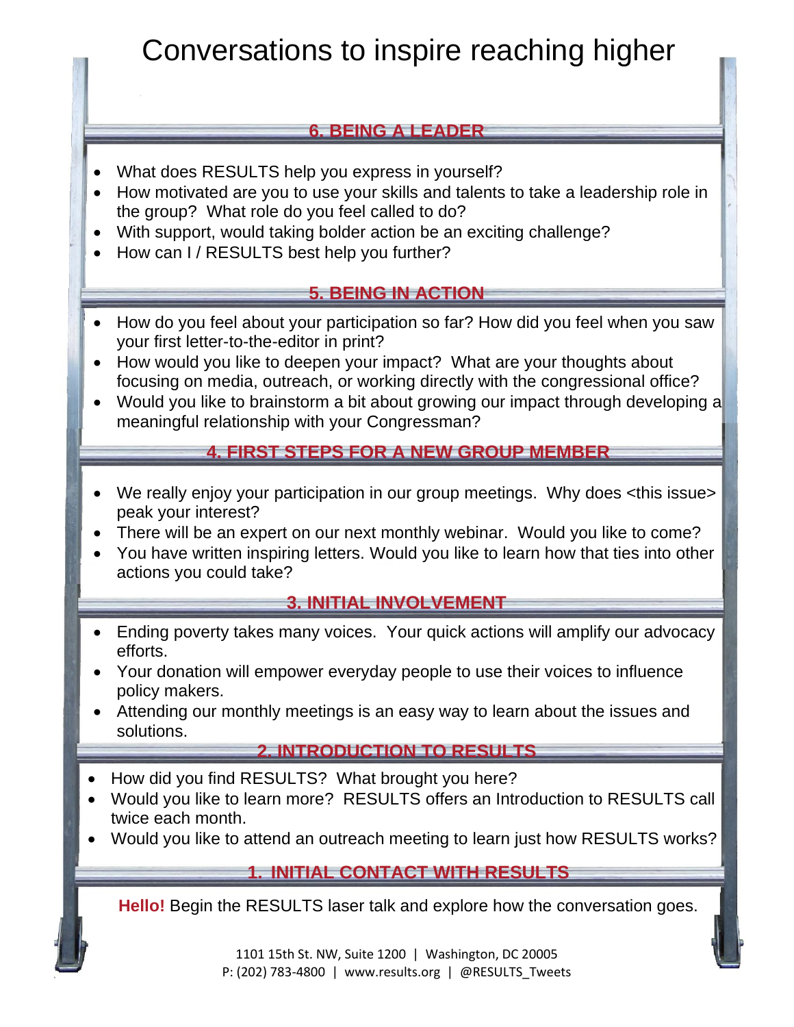# Conversations to inspire reaching higher

## 6. BEING A LEADER

- What does RESULTS help you express in yourself?
- How motivated are you to use your skills and talents to take a leadership role in the group? What role do you feel called to do?
- With support, would taking bolder action be an exciting challenge?
- How can I / RESULTS best help you further?

## 5. BEING IN ACTION

- How do you feel about your participation so far? How did you feel when you saw your first letter-to-the-editor in print?
- How would you like to deepen your impact? What are your thoughts about focusing on media, outreach, or working directly with the congressional office?
- Would you like to brainstorm a bit about growing our impact through developing a meaningful relationship with your Congressman?

## 4. FIRST STEPS FOR A NEW GROUP MEMBER

- We really enjoy your participation in our group meetings. Why does <this issue> peak your interest?
- There will be an expert on our next monthly webinar. Would you like to come?
- You have written inspiring letters. Would you like to learn how that ties into other actions you could take?

## 3. INITIAL INVOLVEMENT

- Ending poverty takes many voices. Your quick actions will amplify our advocacy efforts.
- Your donation will empower everyday people to use their voices to influence policy makers.
- Attending our monthly meetings is an easy way to learn about the issues and solutions.

## 2. INTRODUCTION TO RESULTS

- How did you find RESULTS? What brought you here?
- Would you like to learn more? RESULTS offers an Introduction to RESULTS call twice each month.
- Would you like to attend an outreach meeting to learn just how RESULTS works?

## 1. INITIAL CONTACT WITH RESULTS

**Hello!** Begin the RESULTS laser talk and explore how the conversation goes.

1101 15th St. NW, Suite 1200 | Washington, DC 20005
P: (202) 783-4800 | www.results.org | @RESULTS_Tweets